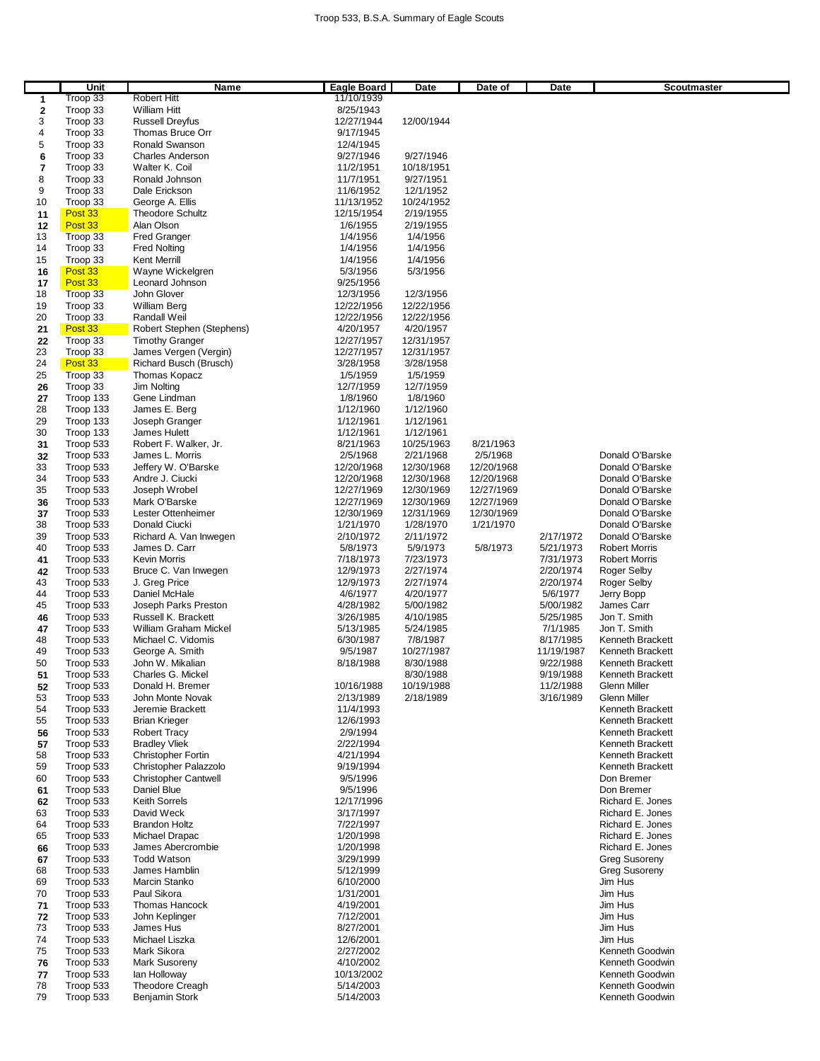# Troop 533, B.S.A. Summary of Eagle Scouts

| | Unit | Name | Eagle Board | Date | Date of | Date | Scoutmaster |
|---|---|---|---|---|---|---|---|
| 1 | Troop 33 | Robert Hitt | 11/10/1939 | | | | |
| 2 | Troop 33 | William Hitt | 8/25/1943 | | | | |
| 3 | Troop 33 | Russell Dreyfus | 12/27/1944 | 12/00/1944 | | | |
| 4 | Troop 33 | Thomas Bruce Orr | 9/17/1945 | | | | |
| 5 | Troop 33 | Ronald Swanson | 12/4/1945 | | | | |
| 6 | Troop 33 | Charles Anderson | 9/27/1946 | 9/27/1946 | | | |
| 7 | Troop 33 | Walter K. Coil | 11/2/1951 | 10/18/1951 | | | |
| 8 | Troop 33 | Ronald Johnson | 11/7/1951 | 9/27/1951 | | | |
| 9 | Troop 33 | Dale Erickson | 11/6/1952 | 12/1/1952 | | | |
| 10 | Troop 33 | George A. Ellis | 11/13/1952 | 10/24/1952 | | | |
| 11 | Post 33 | Theodore Schultz | 12/15/1954 | 2/19/1955 | | | |
| 12 | Post 33 | Alan Olson | 1/6/1955 | 2/19/1955 | | | |
| 13 | Troop 33 | Fred Granger | 1/4/1956 | 1/4/1956 | | | |
| 14 | Troop 33 | Fred Nolting | 1/4/1956 | 1/4/1956 | | | |
| 15 | Troop 33 | Kent Merrill | 1/4/1956 | 1/4/1956 | | | |
| 16 | Post 33 | Wayne Wickelgren | 5/3/1956 | 5/3/1956 | | | |
| 17 | Post 33 | Leonard Johnson | 9/25/1956 | | | | |
| 18 | Troop 33 | John Glover | 12/3/1956 | 12/3/1956 | | | |
| 19 | Troop 33 | William Berg | 12/22/1956 | 12/22/1956 | | | |
| 20 | Troop 33 | Randall Weil | 12/22/1956 | 12/22/1956 | | | |
| 21 | Post 33 | Robert Stephen (Stephens) | 4/20/1957 | 4/20/1957 | | | |
| 22 | Troop 33 | Timothy Granger | 12/27/1957 | 12/31/1957 | | | |
| 23 | Troop 33 | James Vergen (Vergin) | 12/27/1957 | 12/31/1957 | | | |
| 24 | Post 33 | Richard Busch (Brusch) | 3/28/1958 | 3/28/1958 | | | |
| 25 | Troop 33 | Thomas Kopacz | 1/5/1959 | 1/5/1959 | | | |
| 26 | Troop 33 | Jim Nolting | 12/7/1959 | 12/7/1959 | | | |
| 27 | Troop 133 | Gene Lindman | 1/8/1960 | 1/8/1960 | | | |
| 28 | Troop 133 | James E. Berg | 1/12/1960 | 1/12/1960 | | | |
| 29 | Troop 133 | Joseph Granger | 1/12/1961 | 1/12/1961 | | | |
| 30 | Troop 133 | James Hulett | 1/12/1961 | 1/12/1961 | | | |
| 31 | Troop 533 | Robert F. Walker, Jr. | 8/21/1963 | 10/25/1963 | 8/21/1963 | | |
| 32 | Troop 533 | James L. Morris | 2/5/1968 | 2/21/1968 | 2/5/1968 | | Donald O'Barske |
| 33 | Troop 533 | Jeffery W. O'Barske | 12/20/1968 | 12/30/1968 | 12/20/1968 | | Donald O'Barske |
| 34 | Troop 533 | Andre J. Ciucki | 12/20/1968 | 12/30/1968 | 12/20/1968 | | Donald O'Barske |
| 35 | Troop 533 | Joseph Wrobel | 12/27/1969 | 12/30/1969 | 12/27/1969 | | Donald O'Barske |
| 36 | Troop 533 | Mark O'Barske | 12/27/1969 | 12/30/1969 | 12/27/1969 | | Donald O'Barske |
| 37 | Troop 533 | Lester Ottenheimer | 12/30/1969 | 12/31/1969 | 12/30/1969 | | Donald O'Barske |
| 38 | Troop 533 | Donald Ciucki | 1/21/1970 | 1/28/1970 | 1/21/1970 | | Donald O'Barske |
| 39 | Troop 533 | Richard A. Van Inwegen | 2/10/1972 | 2/11/1972 | | 2/17/1972 | Donald O'Barske |
| 40 | Troop 533 | James D. Carr | 5/8/1973 | 5/9/1973 | 5/8/1973 | 5/21/1973 | Robert Morris |
| 41 | Troop 533 | Kevin Morris | 7/18/1973 | 7/23/1973 | | 7/31/1973 | Robert Morris |
| 42 | Troop 533 | Bruce C. Van Inwegen | 12/9/1973 | 2/27/1974 | | 2/20/1974 | Roger Selby |
| 43 | Troop 533 | J. Greg Price | 12/9/1973 | 2/27/1974 | | 2/20/1974 | Roger Selby |
| 44 | Troop 533 | Daniel McHale | 4/6/1977 | 4/20/1977 | | 5/6/1977 | Jerry Bopp |
| 45 | Troop 533 | Joseph Parks Preston | 4/28/1982 | 5/00/1982 | | 5/00/1982 | James Carr |
| 46 | Troop 533 | Russell K. Brackett | 3/26/1985 | 4/10/1985 | | 5/25/1985 | Jon T. Smith |
| 47 | Troop 533 | William Graham Mickel | 5/13/1985 | 5/24/1985 | | 7/1/1985 | Jon T. Smith |
| 48 | Troop 533 | Michael C. Vidomis | 6/30/1987 | 7/8/1987 | | 8/17/1985 | Kenneth Brackett |
| 49 | Troop 533 | George A. Smith | 9/5/1987 | 10/27/1987 | | 11/19/1987 | Kenneth Brackett |
| 50 | Troop 533 | John W. Mikalian | 8/18/1988 | 8/30/1988 | | 9/22/1988 | Kenneth Brackett |
| 51 | Troop 533 | Charles G. Mickel | | 8/30/1988 | | 9/19/1988 | Kenneth Brackett |
| 52 | Troop 533 | Donald H. Bremer | 10/16/1988 | 10/19/1988 | | 11/2/1988 | Glenn Miller |
| 53 | Troop 533 | John Monte Novak | 2/13/1989 | 2/18/1989 | | 3/16/1989 | Glenn Miller |
| 54 | Troop 533 | Jeremie Brackett | 11/4/1993 | | | | Kenneth Brackett |
| 55 | Troop 533 | Brian Krieger | 12/6/1993 | | | | Kenneth Brackett |
| 56 | Troop 533 | Robert Tracy | 2/9/1994 | | | | Kenneth Brackett |
| 57 | Troop 533 | Bradley Vliek | 2/22/1994 | | | | Kenneth Brackett |
| 58 | Troop 533 | Christopher Fortin | 4/21/1994 | | | | Kenneth Brackett |
| 59 | Troop 533 | Christopher Palazzolo | 9/19/1994 | | | | Kenneth Brackett |
| 60 | Troop 533 | Christopher Cantwell | 9/5/1996 | | | | Don Bremer |
| 61 | Troop 533 | Daniel Blue | 9/5/1996 | | | | Don Bremer |
| 62 | Troop 533 | Keith Sorrels | 12/17/1996 | | | | Richard E. Jones |
| 63 | Troop 533 | David Weck | 3/17/1997 | | | | Richard E. Jones |
| 64 | Troop 533 | Brandon Holtz | 7/22/1997 | | | | Richard E. Jones |
| 65 | Troop 533 | Michael Drapac | 1/20/1998 | | | | Richard E. Jones |
| 66 | Troop 533 | James Abercrombie | 1/20/1998 | | | | Richard E. Jones |
| 67 | Troop 533 | Todd Watson | 3/29/1999 | | | | Greg Susoreny |
| 68 | Troop 533 | James Hamblin | 5/12/1999 | | | | Greg Susoreny |
| 69 | Troop 533 | Marcin Stanko | 6/10/2000 | | | | Jim Hus |
| 70 | Troop 533 | Paul Sikora | 1/31/2001 | | | | Jim Hus |
| 71 | Troop 533 | Thomas Hancock | 4/19/2001 | | | | Jim Hus |
| 72 | Troop 533 | John Keplinger | 7/12/2001 | | | | Jim Hus |
| 73 | Troop 533 | James Hus | 8/27/2001 | | | | Jim Hus |
| 74 | Troop 533 | Michael Liszka | 12/6/2001 | | | | Jim Hus |
| 75 | Troop 533 | Mark Sikora | 2/27/2002 | | | | Kenneth Goodwin |
| 76 | Troop 533 | Mark Susoreny | 4/10/2002 | | | | Kenneth Goodwin |
| 77 | Troop 533 | Ian Holloway | 10/13/2002 | | | | Kenneth Goodwin |
| 78 | Troop 533 | Theodore Creagh | 5/14/2003 | | | | Kenneth Goodwin |
| 79 | Troop 533 | Benjamin Stork | 5/14/2003 | | | | Kenneth Goodwin |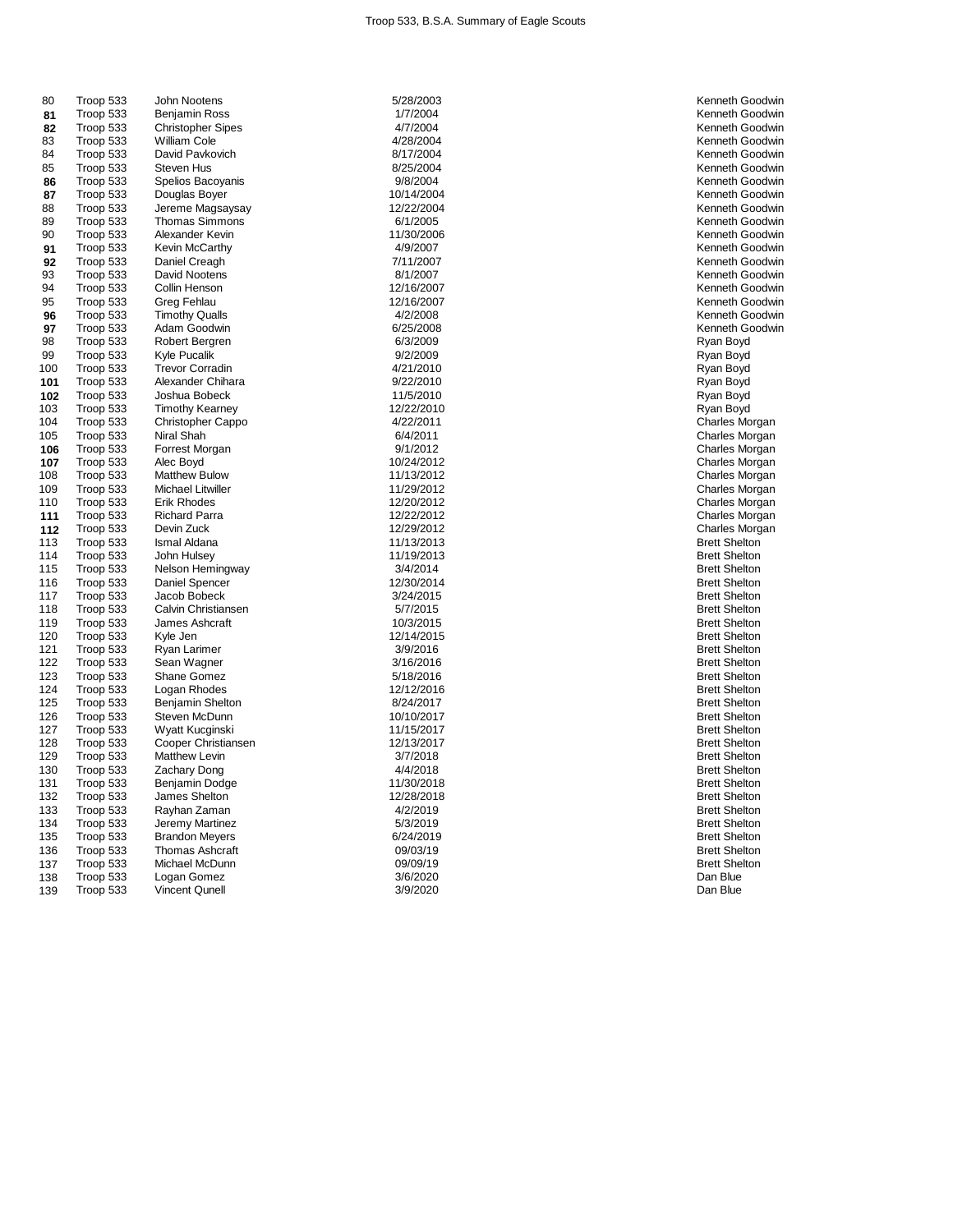| | | | | |
|---|---|---|---|---|
| 80 | Troop 533 | John Nootens | 5/28/2003 | Kenneth Goodwin |
| **81** | Troop 533 | Benjamin Ross | 1/7/2004 | Kenneth Goodwin |
| **82** | Troop 533 | Christopher Sipes | 4/7/2004 | Kenneth Goodwin |
| 83 | Troop 533 | William Cole | 4/28/2004 | Kenneth Goodwin |
| 84 | Troop 533 | David Pavkovich | 8/17/2004 | Kenneth Goodwin |
| 85 | Troop 533 | Steven Hus | 8/25/2004 | Kenneth Goodwin |
| **86** | Troop 533 | Spelios Bacoyanis | 9/8/2004 | Kenneth Goodwin |
| **87** | Troop 533 | Douglas Boyer | 10/14/2004 | Kenneth Goodwin |
| 88 | Troop 533 | Jereme Magsaysay | 12/22/2004 | Kenneth Goodwin |
| 89 | Troop 533 | Thomas Simmons | 6/1/2005 | Kenneth Goodwin |
| 90 | Troop 533 | Alexander Kevin | 11/30/2006 | Kenneth Goodwin |
| **91** | Troop 533 | Kevin McCarthy | 4/9/2007 | Kenneth Goodwin |
| **92** | Troop 533 | Daniel Creagh | 7/11/2007 | Kenneth Goodwin |
| 93 | Troop 533 | David Nootens | 8/1/2007 | Kenneth Goodwin |
| 94 | Troop 533 | Collin Henson | 12/16/2007 | Kenneth Goodwin |
| 95 | Troop 533 | Greg Fehlau | 12/16/2007 | Kenneth Goodwin |
| **96** | Troop 533 | Timothy Qualls | 4/2/2008 | Kenneth Goodwin |
| **97** | Troop 533 | Adam Goodwin | 6/25/2008 | Kenneth Goodwin |
| 98 | Troop 533 | Robert Bergren | 6/3/2009 | Ryan Boyd |
| 99 | Troop 533 | Kyle Pucalik | 9/2/2009 | Ryan Boyd |
| 100 | Troop 533 | Trevor Corradin | 4/21/2010 | Ryan Boyd |
| **101** | Troop 533 | Alexander Chihara | 9/22/2010 | Ryan Boyd |
| **102** | Troop 533 | Joshua Bobeck | 11/5/2010 | Ryan Boyd |
| 103 | Troop 533 | Timothy Kearney | 12/22/2010 | Ryan Boyd |
| 104 | Troop 533 | Christopher Cappo | 4/22/2011 | Charles Morgan |
| 105 | Troop 533 | Niral Shah | 6/4/2011 | Charles Morgan |
| **106** | Troop 533 | Forrest Morgan | 9/1/2012 | Charles Morgan |
| **107** | Troop 533 | Alec Boyd | 10/24/2012 | Charles Morgan |
| 108 | Troop 533 | Matthew Bulow | 11/13/2012 | Charles Morgan |
| 109 | Troop 533 | Michael Litwiller | 11/29/2012 | Charles Morgan |
| 110 | Troop 533 | Erik Rhodes | 12/20/2012 | Charles Morgan |
| **111** | Troop 533 | Richard Parra | 12/22/2012 | Charles Morgan |
| **112** | Troop 533 | Devin Zuck | 12/29/2012 | Charles Morgan |
| 113 | Troop 533 | Ismal Aldana | 11/13/2013 | Brett Shelton |
| 114 | Troop 533 | John Hulsey | 11/19/2013 | Brett Shelton |
| 115 | Troop 533 | Nelson Hemingway | 3/4/2014 | Brett Shelton |
| 116 | Troop 533 | Daniel Spencer | 12/30/2014 | Brett Shelton |
| 117 | Troop 533 | Jacob Bobeck | 3/24/2015 | Brett Shelton |
| 118 | Troop 533 | Calvin Christiansen | 5/7/2015 | Brett Shelton |
| 119 | Troop 533 | James Ashcraft | 10/3/2015 | Brett Shelton |
| 120 | Troop 533 | Kyle Jen | 12/14/2015 | Brett Shelton |
| 121 | Troop 533 | Ryan Larimer | 3/9/2016 | Brett Shelton |
| 122 | Troop 533 | Sean Wagner | 3/16/2016 | Brett Shelton |
| 123 | Troop 533 | Shane Gomez | 5/18/2016 | Brett Shelton |
| 124 | Troop 533 | Logan Rhodes | 12/12/2016 | Brett Shelton |
| 125 | Troop 533 | Benjamin Shelton | 8/24/2017 | Brett Shelton |
| 126 | Troop 533 | Steven McDunn | 10/10/2017 | Brett Shelton |
| 127 | Troop 533 | Wyatt Kucginski | 11/15/2017 | Brett Shelton |
| 128 | Troop 533 | Cooper Christiansen | 12/13/2017 | Brett Shelton |
| 129 | Troop 533 | Matthew Levin | 3/7/2018 | Brett Shelton |
| 130 | Troop 533 | Zachary Dong | 4/4/2018 | Brett Shelton |
| 131 | Troop 533 | Benjamin Dodge | 11/30/2018 | Brett Shelton |
| 132 | Troop 533 | James Shelton | 12/28/2018 | Brett Shelton |
| 133 | Troop 533 | Rayhan Zaman | 4/2/2019 | Brett Shelton |
| 134 | Troop 533 | Jeremy Martinez | 5/3/2019 | Brett Shelton |
| 135 | Troop 533 | Brandon Meyers | 6/24/2019 | Brett Shelton |
| 136 | Troop 533 | Thomas Ashcraft | 09/03/19 | Brett Shelton |
| 137 | Troop 533 | Michael McDunn | 09/09/19 | Brett Shelton |
| 138 | Troop 533 | Logan Gomez | 3/6/2020 | Dan Blue |
| 139 | Troop 533 | Vincent Qunell | 3/9/2020 | Dan Blue |